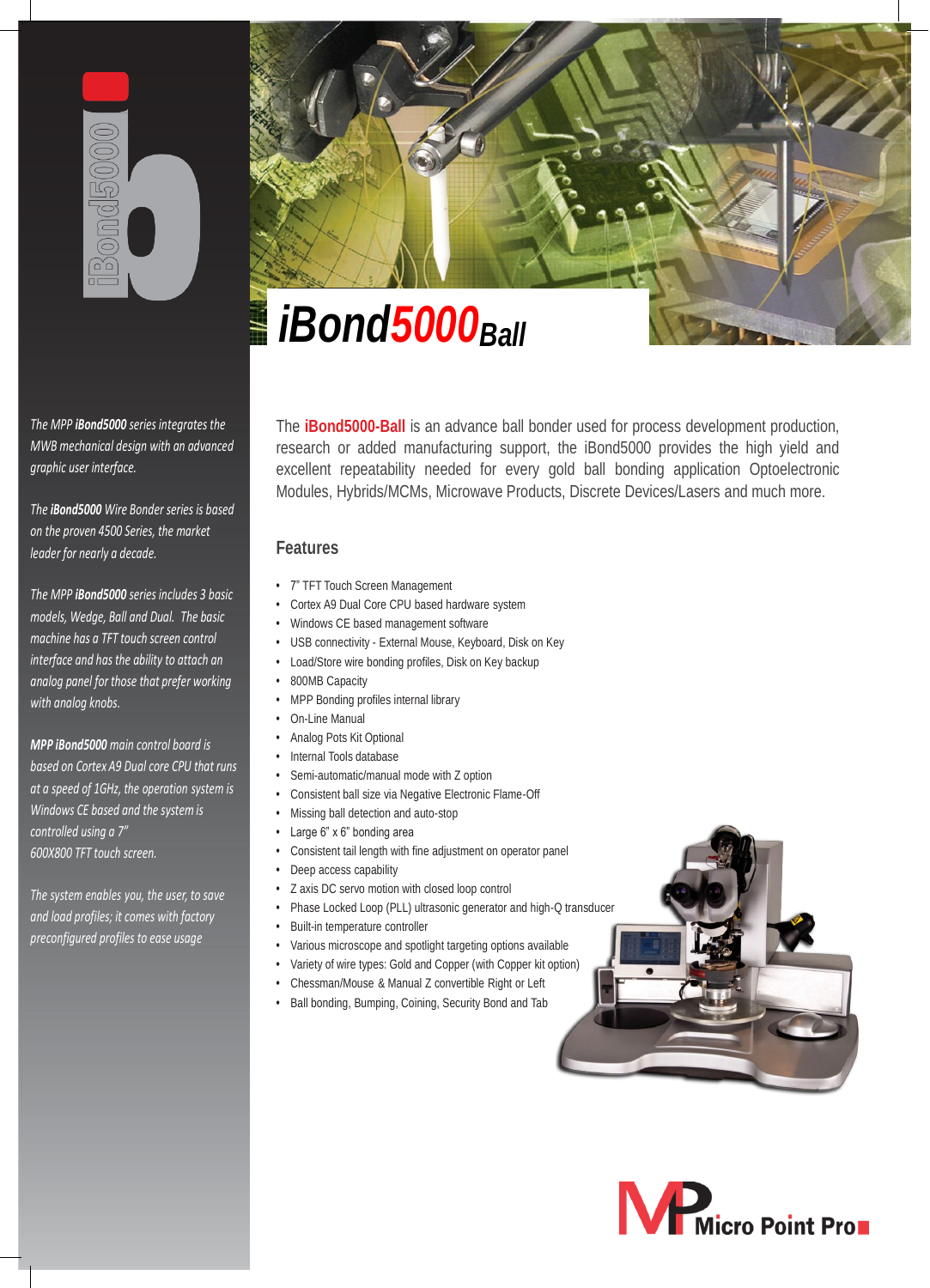# iBond5000Ball

*The MPP **iBond5000** series integrates the MWB mechanical design with an advanced graphic user interface.*

*The **iBond5000** Wire Bonder series is based on the proven 4500 Series, the market leader for nearly a decade.*

*The MPP **iBond5000** series includes 3 basic models, Wedge, Ball and Dual. The basic machine has a TFT touch screen control interface and has the ability to attach an analog panel for those that prefer working with analog knobs.*

***MPP iBond5000** main control board is based on Cortex A9 Dual core CPU that runs at a speed of 1GHz, the operation system is Windows CE based and the system is controlled using a 7" 600X800 TFT touch screen.*

*The system enables you, the user, to save and load profiles; it comes with factory preconfigured profiles to ease usage*

The **iBond5000-Ball** is an advance ball bonder used for process development production, research or added manufacturing support, the iBond5000 provides the high yield and excellent repeatability needed for every gold ball bonding application Optoelectronic Modules, Hybrids/MCMs, Microwave Products, Discrete Devices/Lasers and much more.

## Features

- 7" TFT Touch Screen Management
- Cortex A9 Dual Core CPU based hardware system
- Windows CE based management software
- USB connectivity - External Mouse, Keyboard, Disk on Key
- Load/Store wire bonding profiles, Disk on Key backup
- 800MB Capacity
- MPP Bonding profiles internal library
- On-Line Manual
- Analog Pots Kit Optional
- Internal Tools database
- Semi-automatic/manual mode with Z option
- Consistent ball size via Negative Electronic Flame-Off
- Missing ball detection and auto-stop
- Large 6" x 6" bonding area
- Consistent tail length with fine adjustment on operator panel
- Deep access capability
- Z axis DC servo motion with closed loop control
- Phase Locked Loop (PLL) ultrasonic generator and high-Q transducer
- Built-in temperature controller
- Various microscope and spotlight targeting options available
- Variety of wire types: Gold and Copper (with Copper kit option)
- Chessman/Mouse & Manual Z convertible Right or Left
- Ball bonding, Bumping, Coining, Security Bond and Tab

Micro Point Pro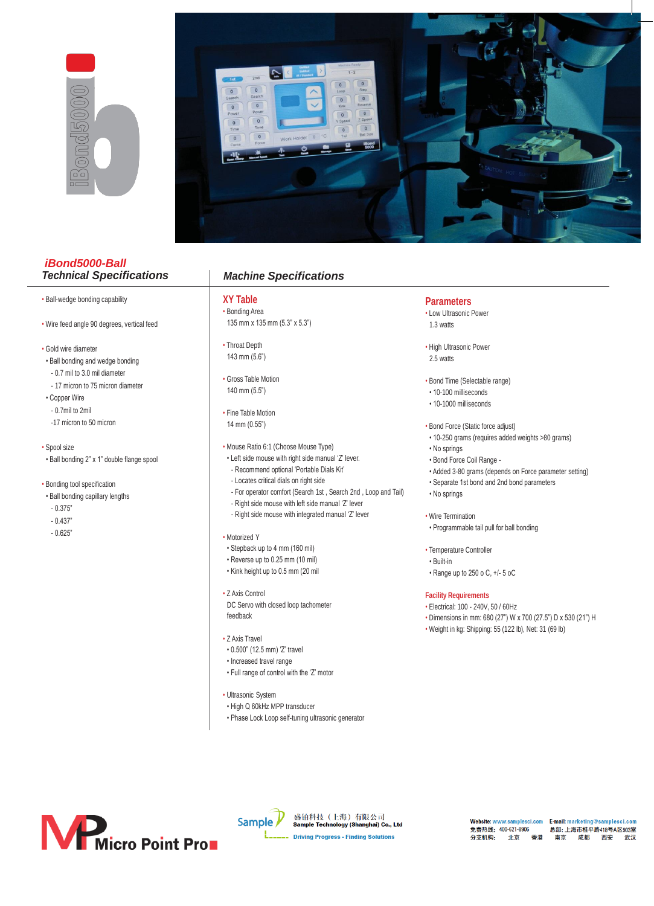## *iBond5000-Ball*
## *Technical Specifications*

- Ball-wedge bonding capability
- Wire feed angle 90 degrees, vertical feed
- Gold wire diameter
  - Ball bonding and wedge bonding
    - 0.7 mil to 3.0 mil diameter
    - 17 micron to 75 micron diameter
  - Copper Wire
    - 0.7mil to 2mil
    - 17 micron to 50 micron
- Spool size
  - Ball bonding 2" x 1" double flange spool
- Bonding tool specification
  - Ball bonding capillary lengths
    - 0.375"
    - 0.437"
    - 0.625"

## *Machine Specifications*

### XY Table

- Bonding Area
  135 mm x 135 mm (5.3" x 5.3")
- Throat Depth
  143 mm (5.6")
- Gross Table Motion
  140 mm (5.5")
- Fine Table Motion
  14 mm (0.55")
- Mouse Ratio 6:1 (Choose Mouse Type)
  - Left side mouse with right side manual 'Z' lever.
    - Recommend optional 'Portable Dials Kit'
    - Locates critical dials on right side
    - For operator comfort (Search 1st , Search 2nd , Loop and Tail)
    - Right side mouse with left side manual 'Z' lever
    - Right side mouse with integrated manual 'Z' lever
- Motorized Y
  - Stepback up to 4 mm (160 mil)
  - Reverse up to 0.25 mm (10 mil)
  - Kink height up to 0.5 mm (20 mil
- Z Axis Control
  DC Servo with closed loop tachometer feedback
- Z Axis Travel
  - 0.500" (12.5 mm) 'Z' travel
  - Increased travel range
  - Full range of control with the 'Z' motor
- Ultrasonic System
  - High Q 60kHz MPP transducer
  - Phase Lock Loop self-tuning ultrasonic generator

### Parameters

- Low Ultrasonic Power
  1.3 watts
- High Ultrasonic Power
  2.5 watts
- Bond Time (Selectable range)
  - 10-100 milliseconds
  - 10-1000 milliseconds
- Bond Force (Static force adjust)
  - 10-250 grams (requires added weights >80 grams)
  - No springs
  - Bond Force Coil Range -
  - Added 3-80 grams (depends on Force parameter setting)
  - Separate 1st bond and 2nd bond parameters
  - No springs
- Wire Termination
  - Programmable tail pull for ball bonding
- Temperature Controller
  - Built-in
  - Range up to 250 o C, +/- 5 oC

### Facility Requirements

- Electrical: 100 - 240V, 50 / 60Hz
- Dimensions in mm: 680 (27") W x 700 (27.5") D x 530 (21") H
- Weight in kg: Shipping: 55 (122 lb), Net: 31 (69 lb)

Micro Point Pro

Sample 盛铂科技（上海）有限公司
Sample Technology (Shanghai) Co., Ltd
Driving Progress - Finding Solutions

Website: www.samplesci.com E-mail: marketing@samplesci.com
免费热线: 400-621-8906 总部: 上海市桂平路418号A区903室
分支机构: 北京 香港 南京 成都 西安 武汉